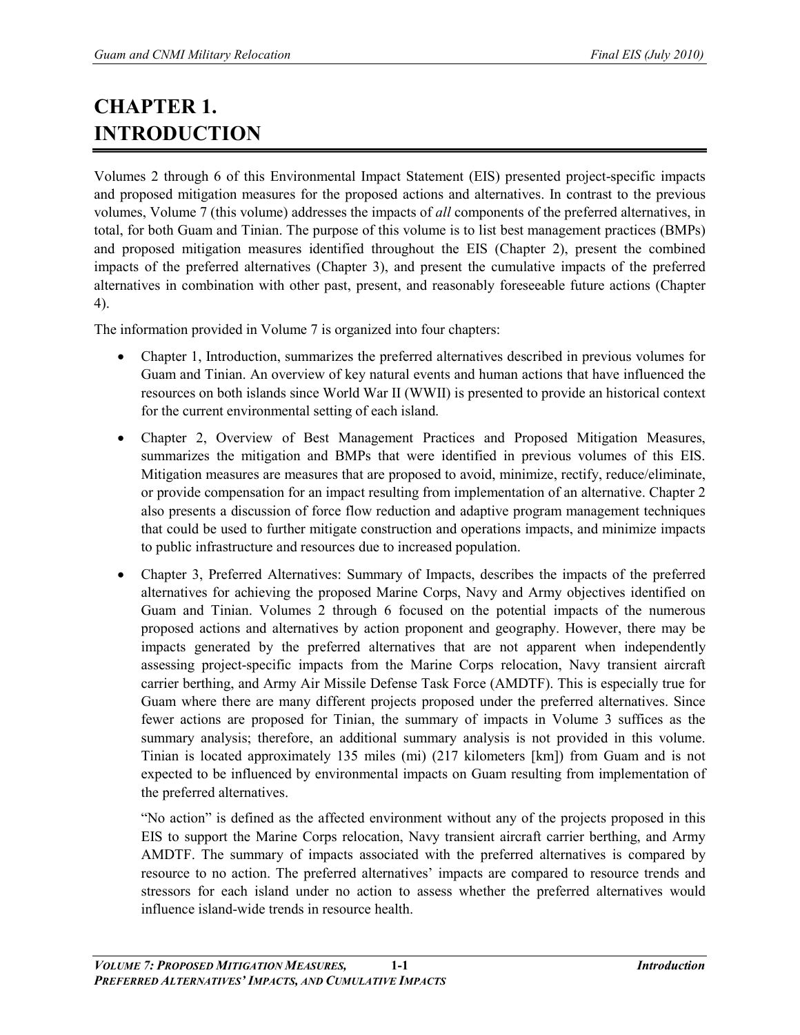# CHAPTER 1. INTRODUCTION

Volumes 2 through 6 of this Environmental Impact Statement (EIS) presented project-specific impacts and proposed mitigation measures for the proposed actions and alternatives. In contrast to the previous volumes, Volume 7 (this volume) addresses the impacts of *all* components of the preferred alternatives, in total, for both Guam and Tinian. The purpose of this volume is to list best management practices (BMPs) and proposed mitigation measures identified throughout the EIS (Chapter 2), present the combined impacts of the preferred alternatives (Chapter 3), and present the cumulative impacts of the preferred alternatives in combination with other past, present, and reasonably foreseeable future actions (Chapter 4).

The information provided in Volume 7 is organized into four chapters:

- Chapter 1, Introduction, summarizes the preferred alternatives described in previous volumes for Guam and Tinian. An overview of key natural events and human actions that have influenced the resources on both islands since World War II (WWII) is presented to provide an historical context for the current environmental setting of each island.
- Chapter 2, Overview of Best Management Practices and Proposed Mitigation Measures, summarizes the mitigation and BMPs that were identified in previous volumes of this EIS. Mitigation measures are measures that are proposed to avoid, minimize, rectify, reduce/eliminate, or provide compensation for an impact resulting from implementation of an alternative. Chapter 2 also presents a discussion of force flow reduction and adaptive program management techniques that could be used to further mitigate construction and operations impacts, and minimize impacts to public infrastructure and resources due to increased population.
- Chapter 3, Preferred Alternatives: Summary of Impacts, describes the impacts of the preferred alternatives for achieving the proposed Marine Corps, Navy and Army objectives identified on Guam and Tinian. Volumes 2 through 6 focused on the potential impacts of the numerous proposed actions and alternatives by action proponent and geography. However, there may be impacts generated by the preferred alternatives that are not apparent when independently assessing project-specific impacts from the Marine Corps relocation, Navy transient aircraft carrier berthing, and Army Air Missile Defense Task Force (AMDTF). This is especially true for Guam where there are many different projects proposed under the preferred alternatives. Since fewer actions are proposed for Tinian, the summary of impacts in Volume 3 suffices as the summary analysis; therefore, an additional summary analysis is not provided in this volume. Tinian is located approximately 135 miles (mi) (217 kilometers [km]) from Guam and is not expected to be influenced by environmental impacts on Guam resulting from implementation of the preferred alternatives.

  "No action" is defined as the affected environment without any of the projects proposed in this EIS to support the Marine Corps relocation, Navy transient aircraft carrier berthing, and Army AMDTF. The summary of impacts associated with the preferred alternatives is compared by resource to no action. The preferred alternatives' impacts are compared to resource trends and stressors for each island under no action to assess whether the preferred alternatives would influence island-wide trends in resource health.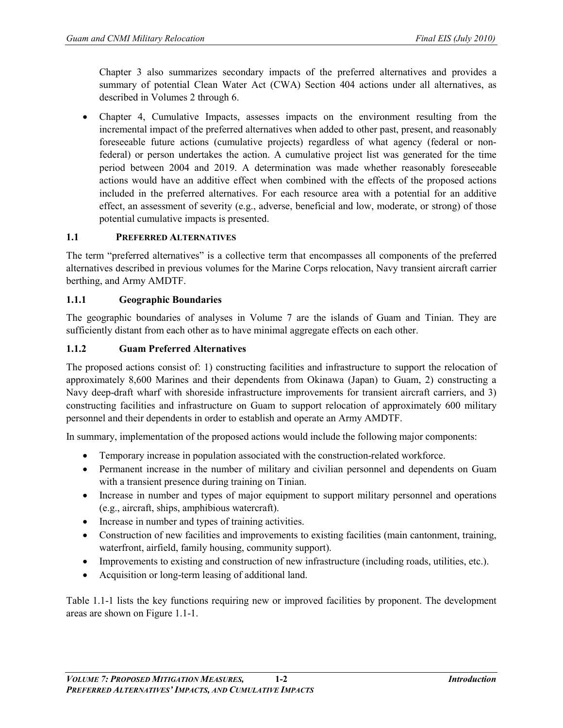Chapter 3 also summarizes secondary impacts of the preferred alternatives and provides a summary of potential Clean Water Act (CWA) Section 404 actions under all alternatives, as described in Volumes 2 through 6.

- Chapter 4, Cumulative Impacts, assesses impacts on the environment resulting from the incremental impact of the preferred alternatives when added to other past, present, and reasonably foreseeable future actions (cumulative projects) regardless of what agency (federal or non-federal) or person undertakes the action. A cumulative project list was generated for the time period between 2004 and 2019. A determination was made whether reasonably foreseeable actions would have an additive effect when combined with the effects of the proposed actions included in the preferred alternatives. For each resource area with a potential for an additive effect, an assessment of severity (e.g., adverse, beneficial and low, moderate, or strong) of those potential cumulative impacts is presented.

## 1.1 PREFERRED ALTERNATIVES

The term "preferred alternatives" is a collective term that encompasses all components of the preferred alternatives described in previous volumes for the Marine Corps relocation, Navy transient aircraft carrier berthing, and Army AMDTF.

### 1.1.1 Geographic Boundaries

The geographic boundaries of analyses in Volume 7 are the islands of Guam and Tinian. They are sufficiently distant from each other as to have minimal aggregate effects on each other.

### 1.1.2 Guam Preferred Alternatives

The proposed actions consist of: 1) constructing facilities and infrastructure to support the relocation of approximately 8,600 Marines and their dependents from Okinawa (Japan) to Guam, 2) constructing a Navy deep-draft wharf with shoreside infrastructure improvements for transient aircraft carriers, and 3) constructing facilities and infrastructure on Guam to support relocation of approximately 600 military personnel and their dependents in order to establish and operate an Army AMDTF.

In summary, implementation of the proposed actions would include the following major components:

- Temporary increase in population associated with the construction-related workforce.
- Permanent increase in the number of military and civilian personnel and dependents on Guam with a transient presence during training on Tinian.
- Increase in number and types of major equipment to support military personnel and operations (e.g., aircraft, ships, amphibious watercraft).
- Increase in number and types of training activities.
- Construction of new facilities and improvements to existing facilities (main cantonment, training, waterfront, airfield, family housing, community support).
- Improvements to existing and construction of new infrastructure (including roads, utilities, etc.).
- Acquisition or long-term leasing of additional land.

Table 1.1-1 lists the key functions requiring new or improved facilities by proponent. The development areas are shown on Figure 1.1-1.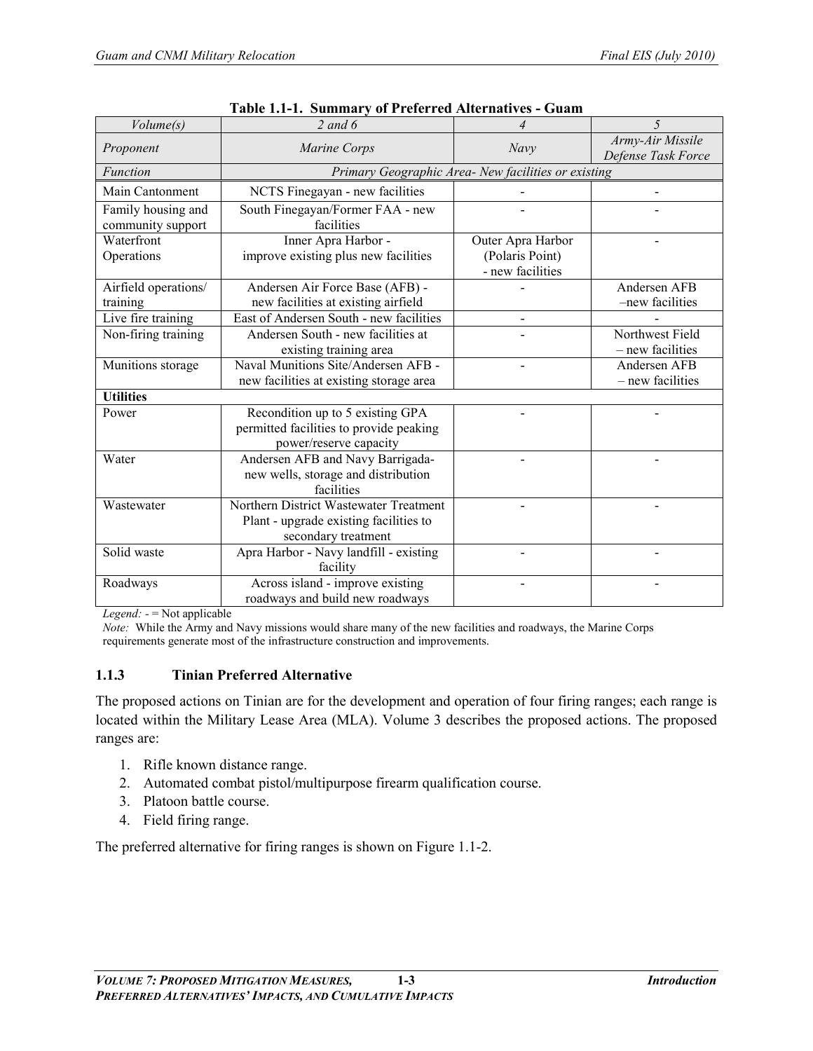**Table 1.1-1. Summary of Preferred Alternatives - Guam**

| *Volume(s)* | *2 and 6* | *4* | *5* |
|---|---|---|---|
| *Proponent* | *Marine Corps* | *Navy* | *Army-Air Missile Defense Task Force* |
| *Function* | *Primary Geographic Area- New facilities or existing* | | |
| Main Cantonment | NCTS Finegayan - new facilities | - | - |
| Family housing and community support | South Finegayan/Former FAA - new facilities | - | - |
| Waterfront Operations | Inner Apra Harbor - improve existing plus new facilities | Outer Apra Harbor (Polaris Point) - new facilities | - |
| Airfield operations/ training | Andersen Air Force Base (AFB) - new facilities at existing airfield | - | Andersen AFB –new facilities |
| Live fire training | East of Andersen South - new facilities | - | - |
| Non-firing training | Andersen South - new facilities at existing training area | - | Northwest Field – new facilities |
| Munitions storage | Naval Munitions Site/Andersen AFB - new facilities at existing storage area | - | Andersen AFB – new facilities |
| **Utilities** | | | |
| Power | Recondition up to 5 existing GPA permitted facilities to provide peaking power/reserve capacity | - | - |
| Water | Andersen AFB and Navy Barrigada- new wells, storage and distribution facilities | - | - |
| Wastewater | Northern District Wastewater Treatment Plant - upgrade existing facilities to secondary treatment | - | - |
| Solid waste | Apra Harbor - Navy landfill - existing facility | - | - |
| Roadways | Across island - improve existing roadways and build new roadways | - | - |

*Legend:* - = Not applicable

*Note:* While the Army and Navy missions would share many of the new facilities and roadways, the Marine Corps requirements generate most of the infrastructure construction and improvements.

### 1.1.3 Tinian Preferred Alternative

The proposed actions on Tinian are for the development and operation of four firing ranges; each range is located within the Military Lease Area (MLA). Volume 3 describes the proposed actions. The proposed ranges are:

1. Rifle known distance range.
2. Automated combat pistol/multipurpose firearm qualification course.
3. Platoon battle course.
4. Field firing range.

The preferred alternative for firing ranges is shown on Figure 1.1-2.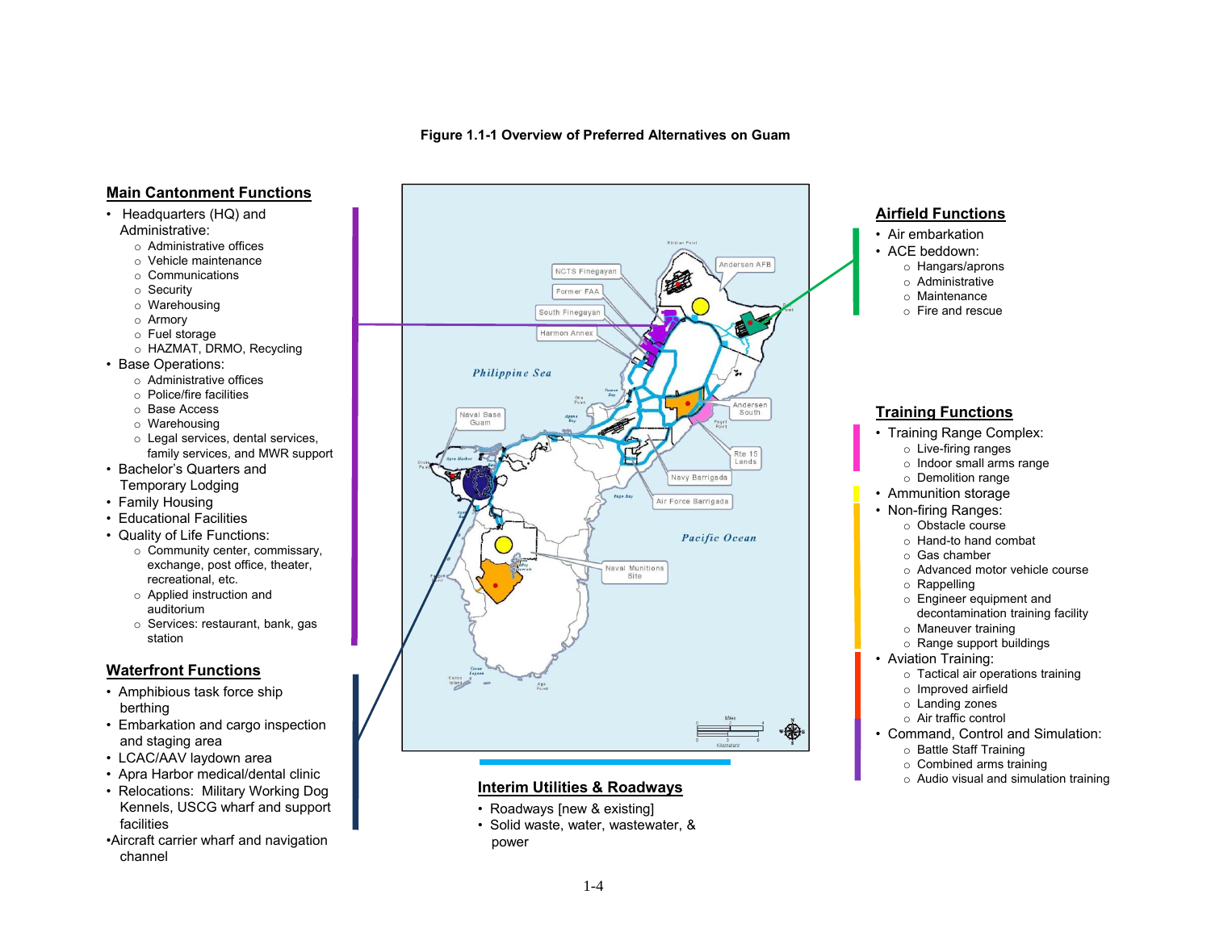**Figure 1.1-1 Overview of Preferred Alternatives on Guam**

## Main Cantonment Functions

- Headquarters (HQ) and Administrative:
  - Administrative offices
  - Vehicle maintenance
  - Communications
  - Security
  - Warehousing
  - Armory
  - Fuel storage
  - HAZMAT, DRMO, Recycling
- Base Operations:
  - Administrative offices
  - Police/fire facilities
  - Base Access
  - Warehousing
  - Legal services, dental services, family services, and MWR support
- Bachelor's Quarters and Temporary Lodging
- Family Housing
- Educational Facilities
- Quality of Life Functions:
  - Community center, commissary, exchange, post office, theater, recreational, etc.
  - Applied instruction and auditorium
  - Services: restaurant, bank, gas station

## Waterfront Functions

- Amphibious task force ship berthing
- Embarkation and cargo inspection and staging area
- LCAC/AAV laydown area
- Apra Harbor medical/dental clinic
- Relocations: Military Working Dog Kennels, USCG wharf and support facilities
- Aircraft carrier wharf and navigation channel

## Interim Utilities & Roadways

- Roadways [new & existing]
- Solid waste, water, wastewater, & power

## Airfield Functions

- Air embarkation
- ACE beddown:
  - Hangars/aprons
  - Administrative
  - Maintenance
  - Fire and rescue

## Training Functions

- Training Range Complex:
  - Live-firing ranges
  - Indoor small arms range
  - Demolition range
- Ammunition storage
- Non-firing Ranges:
  - Obstacle course
  - Hand-to hand combat
  - Gas chamber
  - Advanced motor vehicle course
  - Rappelling
  - Engineer equipment and decontamination training facility
  - Maneuver training
  - Range support buildings
- Aviation Training:
  - Tactical air operations training
  - Improved airfield
  - Landing zones
  - Air traffic control
- Command, Control and Simulation:
  - Battle Staff Training
  - Combined arms training
  - Audio visual and simulation training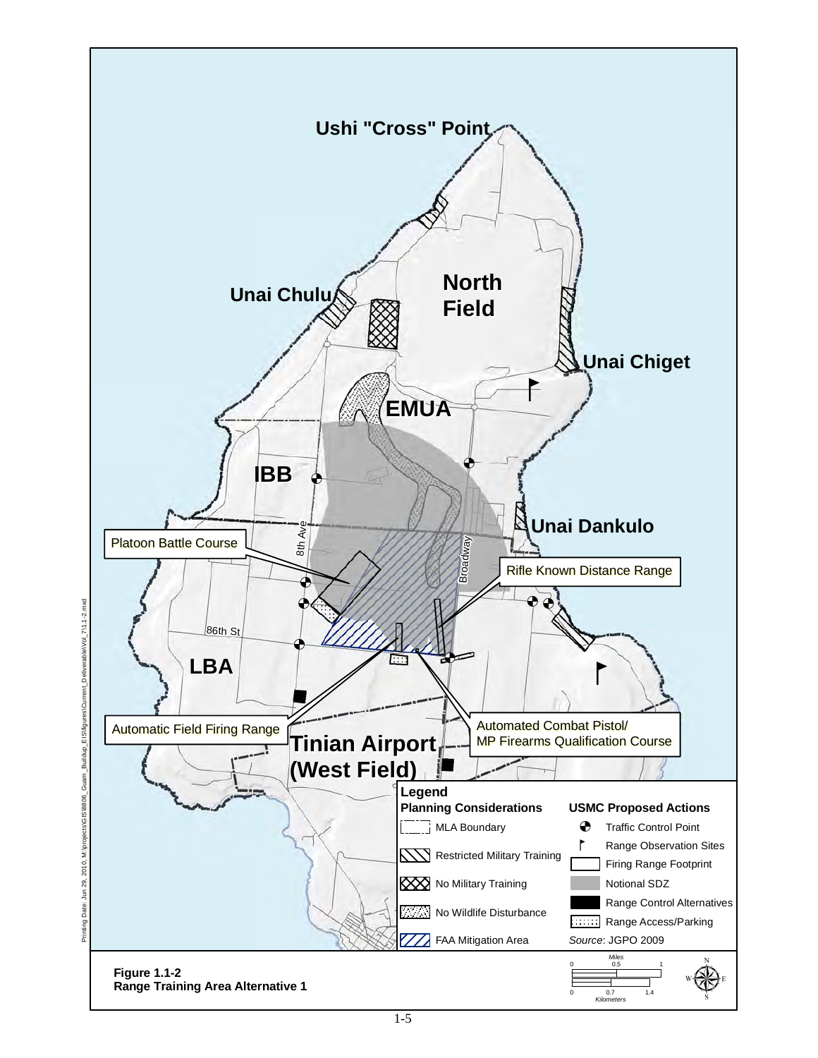Figure 1.1-2
Range Training Area Alternative 1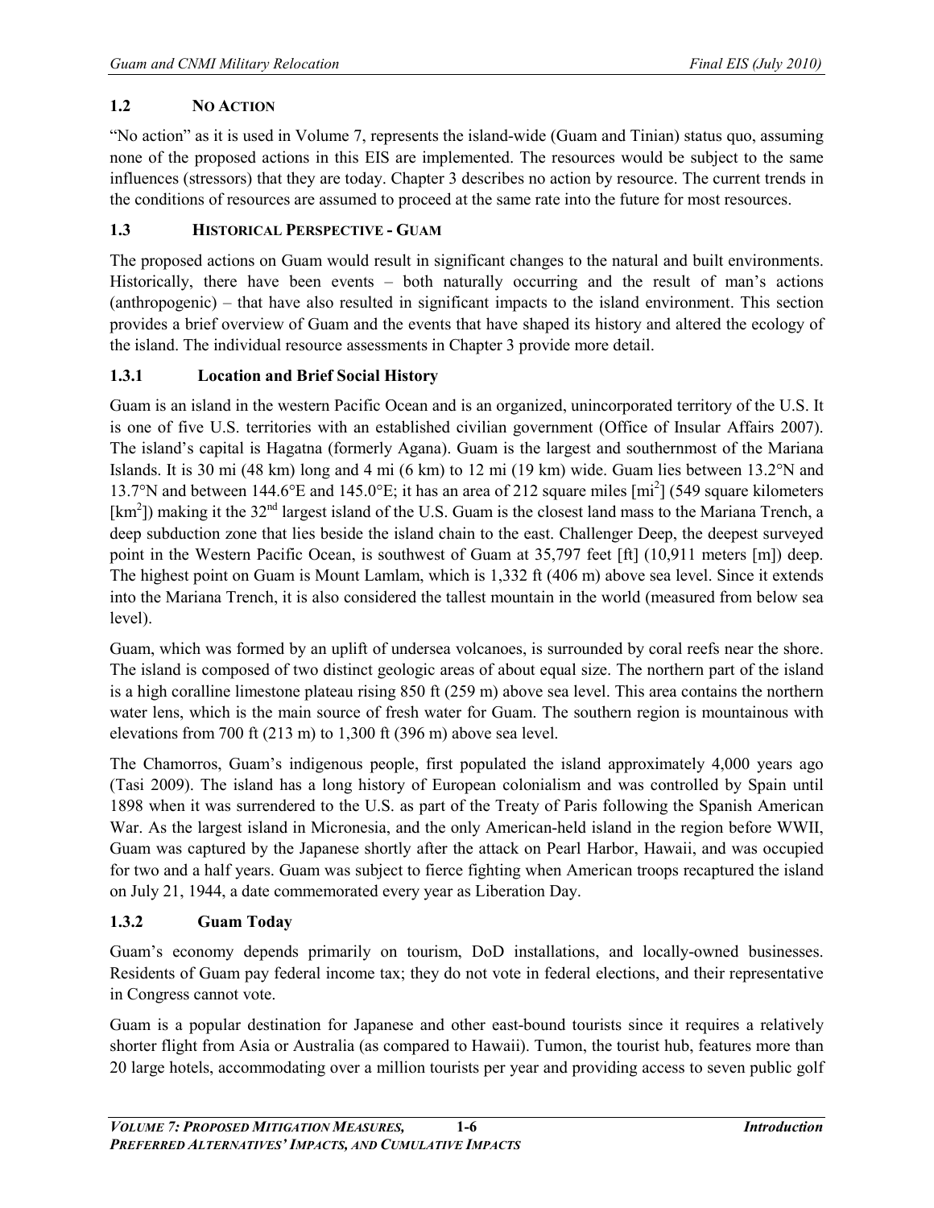## 1.2 NO ACTION

"No action" as it is used in Volume 7, represents the island-wide (Guam and Tinian) status quo, assuming none of the proposed actions in this EIS are implemented. The resources would be subject to the same influences (stressors) that they are today. Chapter 3 describes no action by resource. The current trends in the conditions of resources are assumed to proceed at the same rate into the future for most resources.

## 1.3 HISTORICAL PERSPECTIVE - GUAM

The proposed actions on Guam would result in significant changes to the natural and built environments. Historically, there have been events – both naturally occurring and the result of man's actions (anthropogenic) – that have also resulted in significant impacts to the island environment. This section provides a brief overview of Guam and the events that have shaped its history and altered the ecology of the island. The individual resource assessments in Chapter 3 provide more detail.

### 1.3.1 Location and Brief Social History

Guam is an island in the western Pacific Ocean and is an organized, unincorporated territory of the U.S. It is one of five U.S. territories with an established civilian government (Office of Insular Affairs 2007). The island's capital is Hagatna (formerly Agana). Guam is the largest and southernmost of the Mariana Islands. It is 30 mi (48 km) long and 4 mi (6 km) to 12 mi (19 km) wide. Guam lies between 13.2°N and 13.7°N and between 144.6°E and 145.0°E; it has an area of 212 square miles [$mi^2$] (549 square kilometers [$km^2$]) making it the 32nd largest island of the U.S. Guam is the closest land mass to the Mariana Trench, a deep subduction zone that lies beside the island chain to the east. Challenger Deep, the deepest surveyed point in the Western Pacific Ocean, is southwest of Guam at 35,797 feet [ft] (10,911 meters [m]) deep. The highest point on Guam is Mount Lamlam, which is 1,332 ft (406 m) above sea level. Since it extends into the Mariana Trench, it is also considered the tallest mountain in the world (measured from below sea level).

Guam, which was formed by an uplift of undersea volcanoes, is surrounded by coral reefs near the shore. The island is composed of two distinct geologic areas of about equal size. The northern part of the island is a high coralline limestone plateau rising 850 ft (259 m) above sea level. This area contains the northern water lens, which is the main source of fresh water for Guam. The southern region is mountainous with elevations from 700 ft (213 m) to 1,300 ft (396 m) above sea level.

The Chamorros, Guam's indigenous people, first populated the island approximately 4,000 years ago (Tasi 2009). The island has a long history of European colonialism and was controlled by Spain until 1898 when it was surrendered to the U.S. as part of the Treaty of Paris following the Spanish American War. As the largest island in Micronesia, and the only American-held island in the region before WWII, Guam was captured by the Japanese shortly after the attack on Pearl Harbor, Hawaii, and was occupied for two and a half years. Guam was subject to fierce fighting when American troops recaptured the island on July 21, 1944, a date commemorated every year as Liberation Day.

### 1.3.2 Guam Today

Guam's economy depends primarily on tourism, DoD installations, and locally-owned businesses. Residents of Guam pay federal income tax; they do not vote in federal elections, and their representative in Congress cannot vote.

Guam is a popular destination for Japanese and other east-bound tourists since it requires a relatively shorter flight from Asia or Australia (as compared to Hawaii). Tumon, the tourist hub, features more than 20 large hotels, accommodating over a million tourists per year and providing access to seven public golf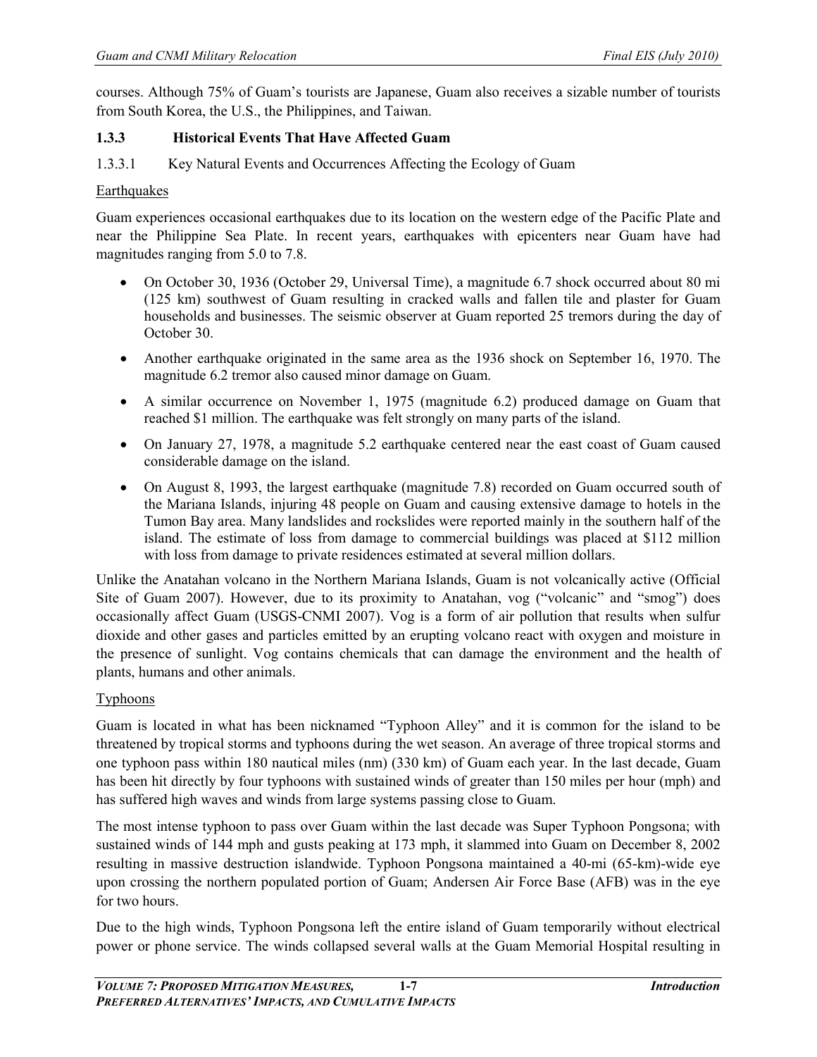courses. Although 75% of Guam's tourists are Japanese, Guam also receives a sizable number of tourists from South Korea, the U.S., the Philippines, and Taiwan.

### 1.3.3 Historical Events That Have Affected Guam

#### 1.3.3.1 Key Natural Events and Occurrences Affecting the Ecology of Guam

<u>Earthquakes</u>

Guam experiences occasional earthquakes due to its location on the western edge of the Pacific Plate and near the Philippine Sea Plate. In recent years, earthquakes with epicenters near Guam have had magnitudes ranging from 5.0 to 7.8.

- On October 30, 1936 (October 29, Universal Time), a magnitude 6.7 shock occurred about 80 mi (125 km) southwest of Guam resulting in cracked walls and fallen tile and plaster for Guam households and businesses. The seismic observer at Guam reported 25 tremors during the day of October 30.
- Another earthquake originated in the same area as the 1936 shock on September 16, 1970. The magnitude 6.2 tremor also caused minor damage on Guam.
- A similar occurrence on November 1, 1975 (magnitude 6.2) produced damage on Guam that reached $1 million. The earthquake was felt strongly on many parts of the island.
- On January 27, 1978, a magnitude 5.2 earthquake centered near the east coast of Guam caused considerable damage on the island.
- On August 8, 1993, the largest earthquake (magnitude 7.8) recorded on Guam occurred south of the Mariana Islands, injuring 48 people on Guam and causing extensive damage to hotels in the Tumon Bay area. Many landslides and rockslides were reported mainly in the southern half of the island. The estimate of loss from damage to commercial buildings was placed at $112 million with loss from damage to private residences estimated at several million dollars.

Unlike the Anatahan volcano in the Northern Mariana Islands, Guam is not volcanically active (Official Site of Guam 2007). However, due to its proximity to Anatahan, vog ("volcanic" and "smog") does occasionally affect Guam (USGS-CNMI 2007). Vog is a form of air pollution that results when sulfur dioxide and other gases and particles emitted by an erupting volcano react with oxygen and moisture in the presence of sunlight. Vog contains chemicals that can damage the environment and the health of plants, humans and other animals.

<u>Typhoons</u>

Guam is located in what has been nicknamed "Typhoon Alley" and it is common for the island to be threatened by tropical storms and typhoons during the wet season. An average of three tropical storms and one typhoon pass within 180 nautical miles (nm) (330 km) of Guam each year. In the last decade, Guam has been hit directly by four typhoons with sustained winds of greater than 150 miles per hour (mph) and has suffered high waves and winds from large systems passing close to Guam.

The most intense typhoon to pass over Guam within the last decade was Super Typhoon Pongsona; with sustained winds of 144 mph and gusts peaking at 173 mph, it slammed into Guam on December 8, 2002 resulting in massive destruction islandwide. Typhoon Pongsona maintained a 40-mi (65-km)-wide eye upon crossing the northern populated portion of Guam; Andersen Air Force Base (AFB) was in the eye for two hours.

Due to the high winds, Typhoon Pongsona left the entire island of Guam temporarily without electrical power or phone service. The winds collapsed several walls at the Guam Memorial Hospital resulting in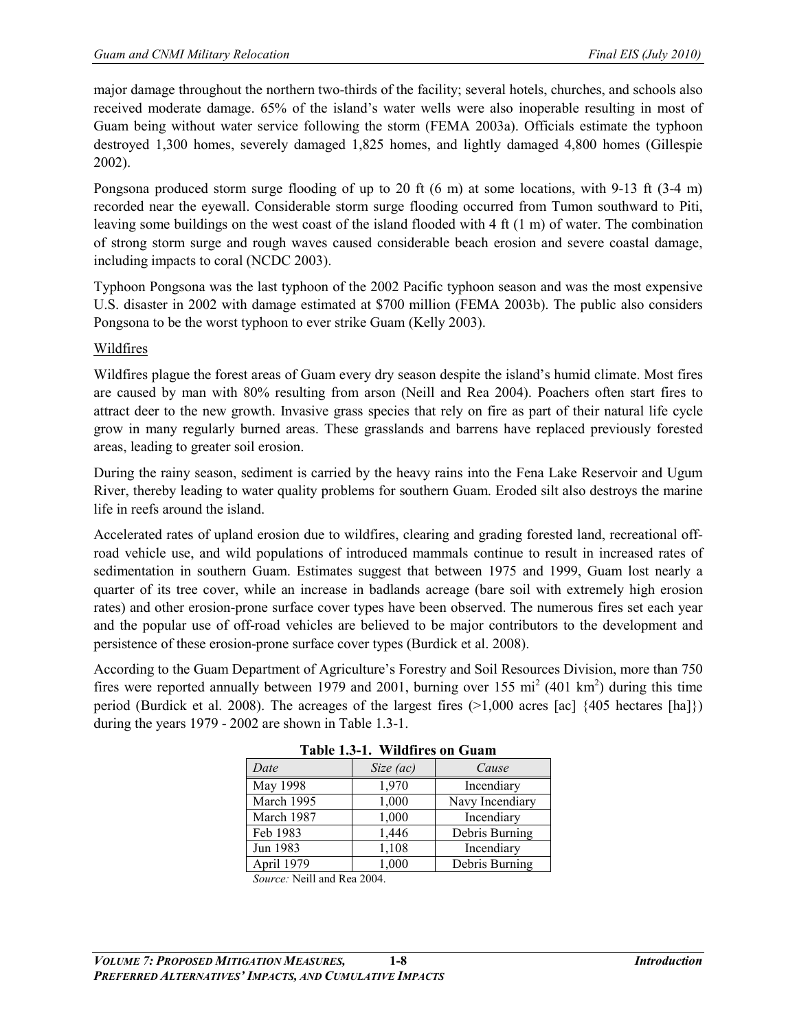major damage throughout the northern two-thirds of the facility; several hotels, churches, and schools also received moderate damage. 65% of the island's water wells were also inoperable resulting in most of Guam being without water service following the storm (FEMA 2003a). Officials estimate the typhoon destroyed 1,300 homes, severely damaged 1,825 homes, and lightly damaged 4,800 homes (Gillespie 2002).

Pongsona produced storm surge flooding of up to 20 ft (6 m) at some locations, with 9-13 ft (3-4 m) recorded near the eyewall. Considerable storm surge flooding occurred from Tumon southward to Piti, leaving some buildings on the west coast of the island flooded with 4 ft (1 m) of water. The combination of strong storm surge and rough waves caused considerable beach erosion and severe coastal damage, including impacts to coral (NCDC 2003).

Typhoon Pongsona was the last typhoon of the 2002 Pacific typhoon season and was the most expensive U.S. disaster in 2002 with damage estimated at $700 million (FEMA 2003b). The public also considers Pongsona to be the worst typhoon to ever strike Guam (Kelly 2003).

Wildfires

Wildfires plague the forest areas of Guam every dry season despite the island's humid climate. Most fires are caused by man with 80% resulting from arson (Neill and Rea 2004). Poachers often start fires to attract deer to the new growth. Invasive grass species that rely on fire as part of their natural life cycle grow in many regularly burned areas. These grasslands and barrens have replaced previously forested areas, leading to greater soil erosion.

During the rainy season, sediment is carried by the heavy rains into the Fena Lake Reservoir and Ugum River, thereby leading to water quality problems for southern Guam. Eroded silt also destroys the marine life in reefs around the island.

Accelerated rates of upland erosion due to wildfires, clearing and grading forested land, recreational off-road vehicle use, and wild populations of introduced mammals continue to result in increased rates of sedimentation in southern Guam. Estimates suggest that between 1975 and 1999, Guam lost nearly a quarter of its tree cover, while an increase in badlands acreage (bare soil with extremely high erosion rates) and other erosion-prone surface cover types have been observed. The numerous fires set each year and the popular use of off-road vehicles are believed to be major contributors to the development and persistence of these erosion-prone surface cover types (Burdick et al. 2008).

According to the Guam Department of Agriculture's Forestry and Soil Resources Division, more than 750 fires were reported annually between 1979 and 2001, burning over 155 mi$^2$ (401 km$^2$) during this time period (Burdick et al. 2008). The acreages of the largest fires (>1,000 acres [ac] {405 hectares [ha]}) during the years 1979 - 2002 are shown in Table 1.3-1.

**Table 1.3-1. Wildfires on Guam**

| *Date* | *Size (ac)* | *Cause* |
|---|---|---|
| May 1998 | 1,970 | Incendiary |
| March 1995 | 1,000 | Navy Incendiary |
| March 1987 | 1,000 | Incendiary |
| Feb 1983 | 1,446 | Debris Burning |
| Jun 1983 | 1,108 | Incendiary |
| April 1979 | 1,000 | Debris Burning |

*Source:* Neill and Rea 2004.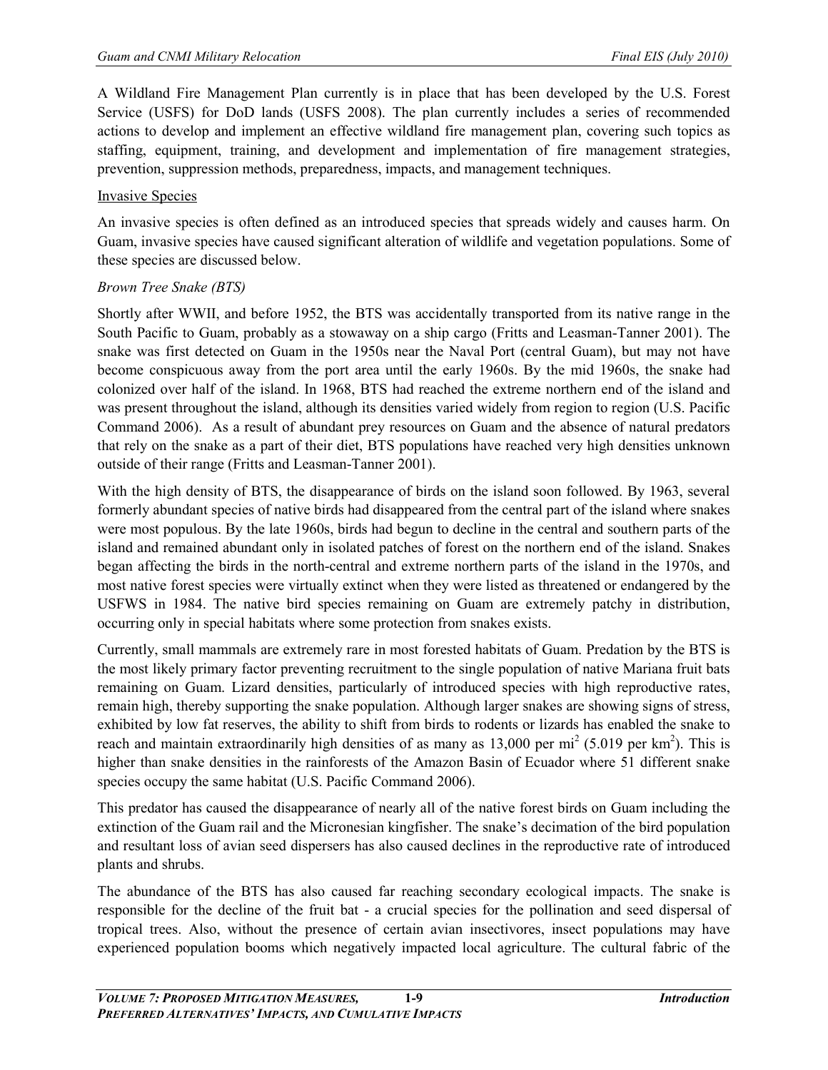A Wildland Fire Management Plan currently is in place that has been developed by the U.S. Forest Service (USFS) for DoD lands (USFS 2008). The plan currently includes a series of recommended actions to develop and implement an effective wildland fire management plan, covering such topics as staffing, equipment, training, and development and implementation of fire management strategies, prevention, suppression methods, preparedness, impacts, and management techniques.

Invasive Species

An invasive species is often defined as an introduced species that spreads widely and causes harm. On Guam, invasive species have caused significant alteration of wildlife and vegetation populations. Some of these species are discussed below.

*Brown Tree Snake (BTS)*

Shortly after WWII, and before 1952, the BTS was accidentally transported from its native range in the South Pacific to Guam, probably as a stowaway on a ship cargo (Fritts and Leasman-Tanner 2001). The snake was first detected on Guam in the 1950s near the Naval Port (central Guam), but may not have become conspicuous away from the port area until the early 1960s. By the mid 1960s, the snake had colonized over half of the island. In 1968, BTS had reached the extreme northern end of the island and was present throughout the island, although its densities varied widely from region to region (U.S. Pacific Command 2006). As a result of abundant prey resources on Guam and the absence of natural predators that rely on the snake as a part of their diet, BTS populations have reached very high densities unknown outside of their range (Fritts and Leasman-Tanner 2001).

With the high density of BTS, the disappearance of birds on the island soon followed. By 1963, several formerly abundant species of native birds had disappeared from the central part of the island where snakes were most populous. By the late 1960s, birds had begun to decline in the central and southern parts of the island and remained abundant only in isolated patches of forest on the northern end of the island. Snakes began affecting the birds in the north-central and extreme northern parts of the island in the 1970s, and most native forest species were virtually extinct when they were listed as threatened or endangered by the USFWS in 1984. The native bird species remaining on Guam are extremely patchy in distribution, occurring only in special habitats where some protection from snakes exists.

Currently, small mammals are extremely rare in most forested habitats of Guam. Predation by the BTS is the most likely primary factor preventing recruitment to the single population of native Mariana fruit bats remaining on Guam. Lizard densities, particularly of introduced species with high reproductive rates, remain high, thereby supporting the snake population. Although larger snakes are showing signs of stress, exhibited by low fat reserves, the ability to shift from birds to rodents or lizards has enabled the snake to reach and maintain extraordinarily high densities of as many as 13,000 per $mi^2$ (5.019 per $km^2$). This is higher than snake densities in the rainforests of the Amazon Basin of Ecuador where 51 different snake species occupy the same habitat (U.S. Pacific Command 2006).

This predator has caused the disappearance of nearly all of the native forest birds on Guam including the extinction of the Guam rail and the Micronesian kingfisher. The snake's decimation of the bird population and resultant loss of avian seed dispersers has also caused declines in the reproductive rate of introduced plants and shrubs.

The abundance of the BTS has also caused far reaching secondary ecological impacts. The snake is responsible for the decline of the fruit bat - a crucial species for the pollination and seed dispersal of tropical trees. Also, without the presence of certain avian insectivores, insect populations may have experienced population booms which negatively impacted local agriculture. The cultural fabric of the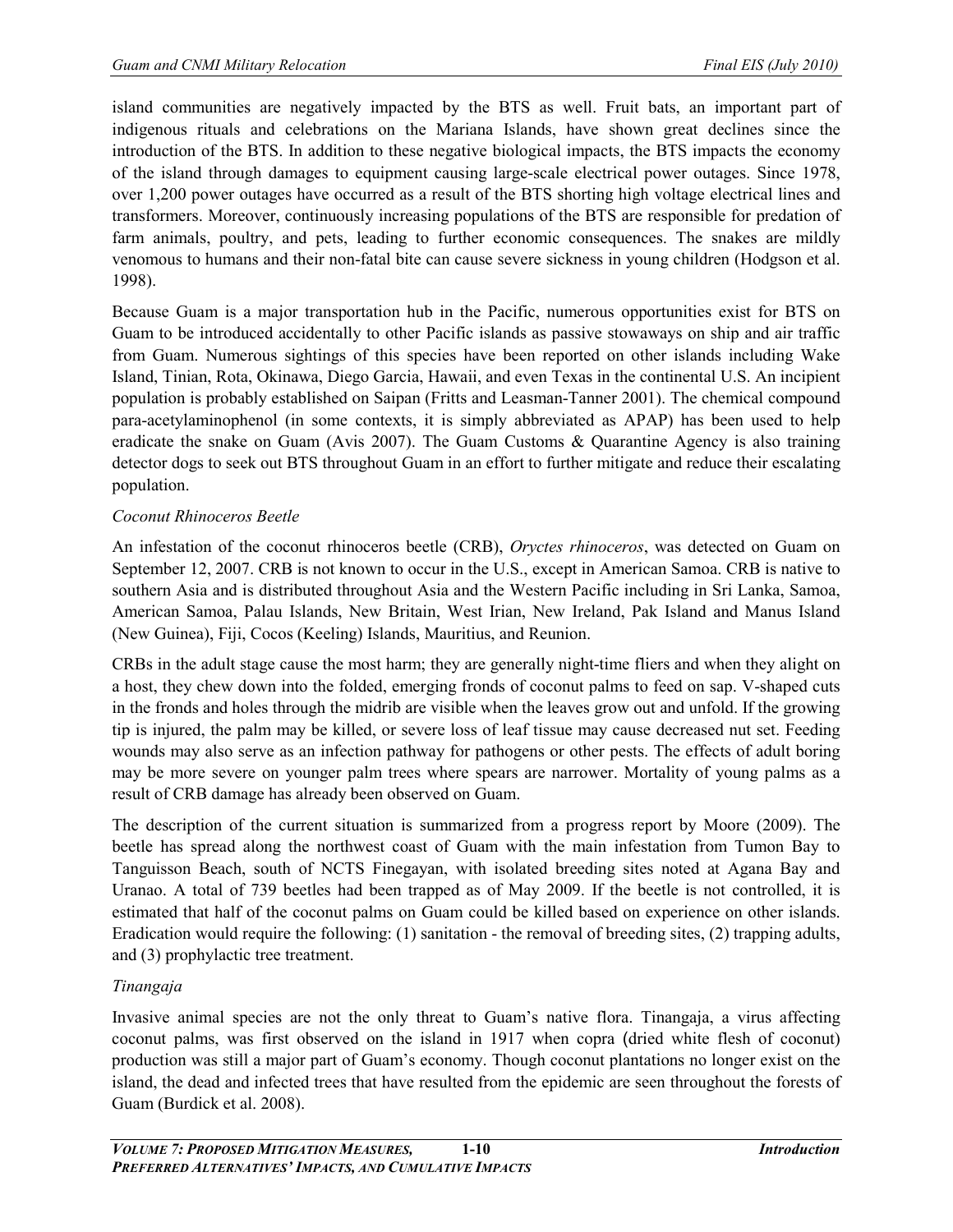island communities are negatively impacted by the BTS as well. Fruit bats, an important part of indigenous rituals and celebrations on the Mariana Islands, have shown great declines since the introduction of the BTS. In addition to these negative biological impacts, the BTS impacts the economy of the island through damages to equipment causing large-scale electrical power outages. Since 1978, over 1,200 power outages have occurred as a result of the BTS shorting high voltage electrical lines and transformers. Moreover, continuously increasing populations of the BTS are responsible for predation of farm animals, poultry, and pets, leading to further economic consequences. The snakes are mildly venomous to humans and their non-fatal bite can cause severe sickness in young children (Hodgson et al. 1998).

Because Guam is a major transportation hub in the Pacific, numerous opportunities exist for BTS on Guam to be introduced accidentally to other Pacific islands as passive stowaways on ship and air traffic from Guam. Numerous sightings of this species have been reported on other islands including Wake Island, Tinian, Rota, Okinawa, Diego Garcia, Hawaii, and even Texas in the continental U.S. An incipient population is probably established on Saipan (Fritts and Leasman-Tanner 2001). The chemical compound para-acetylaminophenol (in some contexts, it is simply abbreviated as APAP) has been used to help eradicate the snake on Guam (Avis 2007). The Guam Customs & Quarantine Agency is also training detector dogs to seek out BTS throughout Guam in an effort to further mitigate and reduce their escalating population.

*Coconut Rhinoceros Beetle*

An infestation of the coconut rhinoceros beetle (CRB), *Oryctes rhinoceros*, was detected on Guam on September 12, 2007. CRB is not known to occur in the U.S., except in American Samoa. CRB is native to southern Asia and is distributed throughout Asia and the Western Pacific including in Sri Lanka, Samoa, American Samoa, Palau Islands, New Britain, West Irian, New Ireland, Pak Island and Manus Island (New Guinea), Fiji, Cocos (Keeling) Islands, Mauritius, and Reunion.

CRBs in the adult stage cause the most harm; they are generally night-time fliers and when they alight on a host, they chew down into the folded, emerging fronds of coconut palms to feed on sap. V-shaped cuts in the fronds and holes through the midrib are visible when the leaves grow out and unfold. If the growing tip is injured, the palm may be killed, or severe loss of leaf tissue may cause decreased nut set. Feeding wounds may also serve as an infection pathway for pathogens or other pests. The effects of adult boring may be more severe on younger palm trees where spears are narrower. Mortality of young palms as a result of CRB damage has already been observed on Guam.

The description of the current situation is summarized from a progress report by Moore (2009). The beetle has spread along the northwest coast of Guam with the main infestation from Tumon Bay to Tanguisson Beach, south of NCTS Finegayan, with isolated breeding sites noted at Agana Bay and Uranao. A total of 739 beetles had been trapped as of May 2009. If the beetle is not controlled, it is estimated that half of the coconut palms on Guam could be killed based on experience on other islands. Eradication would require the following: (1) sanitation - the removal of breeding sites, (2) trapping adults, and (3) prophylactic tree treatment.

*Tinangaja*

Invasive animal species are not the only threat to Guam's native flora. Tinangaja, a virus affecting coconut palms, was first observed on the island in 1917 when copra (dried white flesh of coconut) production was still a major part of Guam's economy. Though coconut plantations no longer exist on the island, the dead and infected trees that have resulted from the epidemic are seen throughout the forests of Guam (Burdick et al. 2008).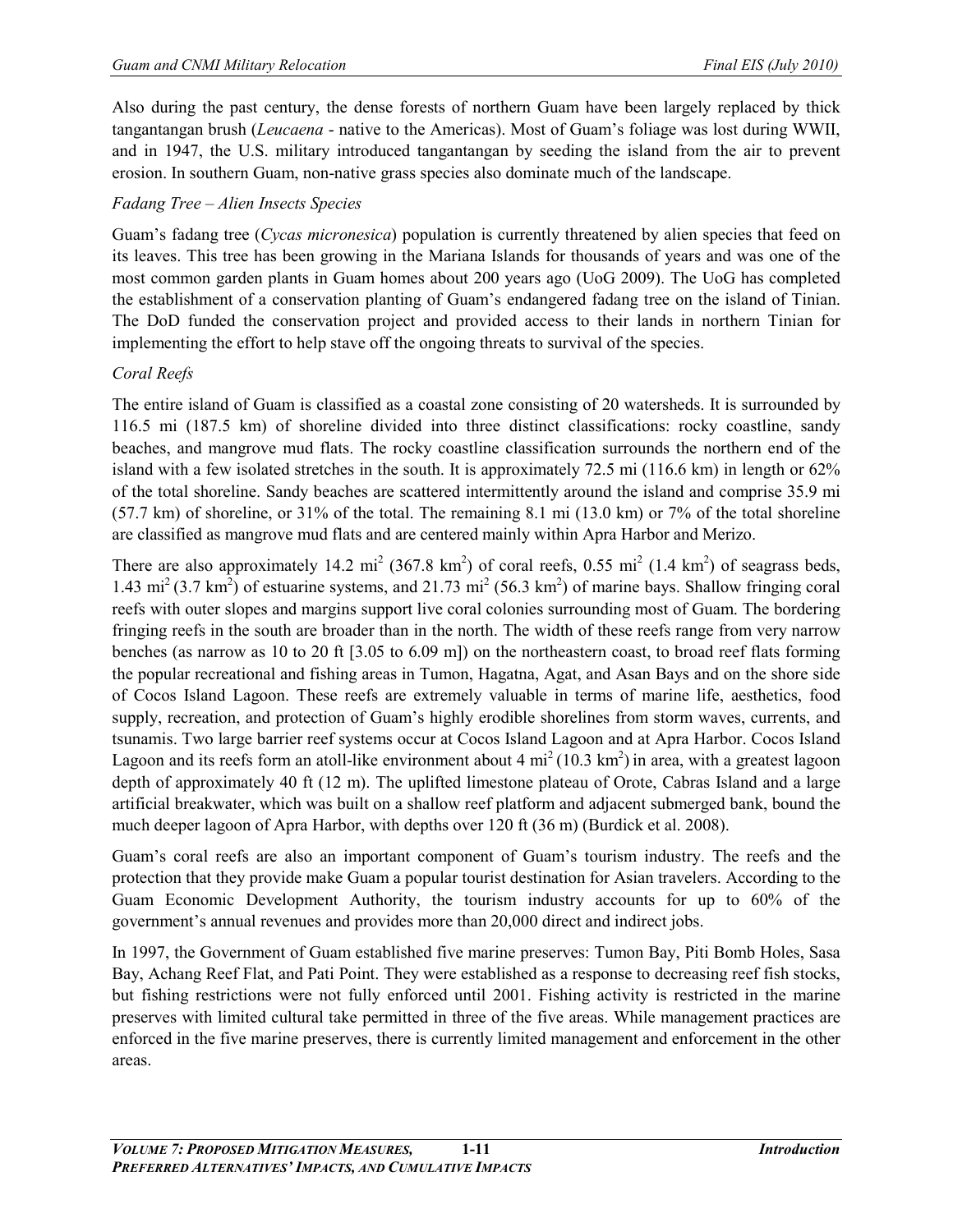Also during the past century, the dense forests of northern Guam have been largely replaced by thick tangantangan brush (*Leucaena* - native to the Americas). Most of Guam's foliage was lost during WWII, and in 1947, the U.S. military introduced tangantangan by seeding the island from the air to prevent erosion. In southern Guam, non-native grass species also dominate much of the landscape.

*Fadang Tree – Alien Insects Species*

Guam's fadang tree (*Cycas micronesica*) population is currently threatened by alien species that feed on its leaves. This tree has been growing in the Mariana Islands for thousands of years and was one of the most common garden plants in Guam homes about 200 years ago (UoG 2009). The UoG has completed the establishment of a conservation planting of Guam's endangered fadang tree on the island of Tinian. The DoD funded the conservation project and provided access to their lands in northern Tinian for implementing the effort to help stave off the ongoing threats to survival of the species.

*Coral Reefs*

The entire island of Guam is classified as a coastal zone consisting of 20 watersheds. It is surrounded by 116.5 mi (187.5 km) of shoreline divided into three distinct classifications: rocky coastline, sandy beaches, and mangrove mud flats. The rocky coastline classification surrounds the northern end of the island with a few isolated stretches in the south. It is approximately 72.5 mi (116.6 km) in length or 62% of the total shoreline. Sandy beaches are scattered intermittently around the island and comprise 35.9 mi (57.7 km) of shoreline, or 31% of the total. The remaining 8.1 mi (13.0 km) or 7% of the total shoreline are classified as mangrove mud flats and are centered mainly within Apra Harbor and Merizo.

There are also approximately 14.2 $mi^2$ (367.8 $km^2$) of coral reefs, 0.55 $mi^2$ (1.4 $km^2$) of seagrass beds, 1.43 $mi^2$ (3.7 $km^2$) of estuarine systems, and 21.73 $mi^2$ (56.3 $km^2$) of marine bays. Shallow fringing coral reefs with outer slopes and margins support live coral colonies surrounding most of Guam. The bordering fringing reefs in the south are broader than in the north. The width of these reefs range from very narrow benches (as narrow as 10 to 20 ft [3.05 to 6.09 m]) on the northeastern coast, to broad reef flats forming the popular recreational and fishing areas in Tumon, Hagatna, Agat, and Asan Bays and on the shore side of Cocos Island Lagoon. These reefs are extremely valuable in terms of marine life, aesthetics, food supply, recreation, and protection of Guam's highly erodible shorelines from storm waves, currents, and tsunamis. Two large barrier reef systems occur at Cocos Island Lagoon and at Apra Harbor. Cocos Island Lagoon and its reefs form an atoll-like environment about 4 $mi^2$ (10.3 $km^2$) in area, with a greatest lagoon depth of approximately 40 ft (12 m). The uplifted limestone plateau of Orote, Cabras Island and a large artificial breakwater, which was built on a shallow reef platform and adjacent submerged bank, bound the much deeper lagoon of Apra Harbor, with depths over 120 ft (36 m) (Burdick et al. 2008).

Guam's coral reefs are also an important component of Guam's tourism industry. The reefs and the protection that they provide make Guam a popular tourist destination for Asian travelers. According to the Guam Economic Development Authority, the tourism industry accounts for up to 60% of the government's annual revenues and provides more than 20,000 direct and indirect jobs.

In 1997, the Government of Guam established five marine preserves: Tumon Bay, Piti Bomb Holes, Sasa Bay, Achang Reef Flat, and Pati Point. They were established as a response to decreasing reef fish stocks, but fishing restrictions were not fully enforced until 2001. Fishing activity is restricted in the marine preserves with limited cultural take permitted in three of the five areas. While management practices are enforced in the five marine preserves, there is currently limited management and enforcement in the other areas.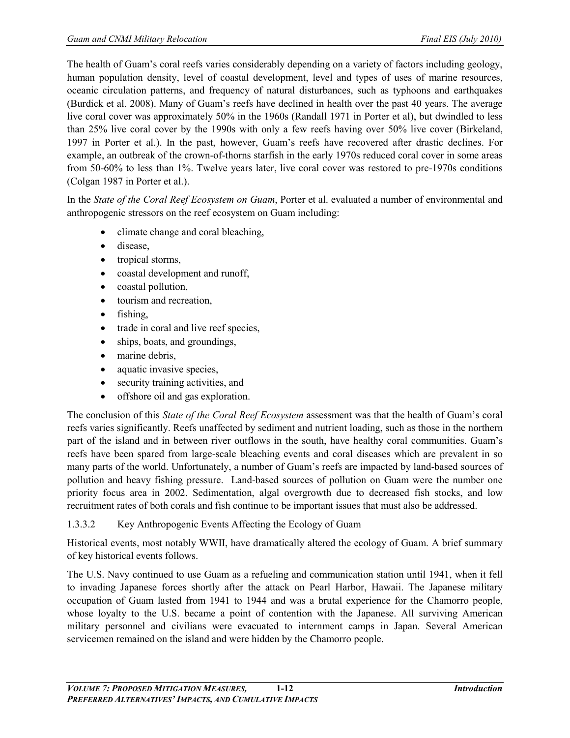The health of Guam's coral reefs varies considerably depending on a variety of factors including geology, human population density, level of coastal development, level and types of uses of marine resources, oceanic circulation patterns, and frequency of natural disturbances, such as typhoons and earthquakes (Burdick et al. 2008). Many of Guam's reefs have declined in health over the past 40 years. The average live coral cover was approximately 50% in the 1960s (Randall 1971 in Porter et al), but dwindled to less than 25% live coral cover by the 1990s with only a few reefs having over 50% live cover (Birkeland, 1997 in Porter et al.). In the past, however, Guam's reefs have recovered after drastic declines. For example, an outbreak of the crown-of-thorns starfish in the early 1970s reduced coral cover in some areas from 50-60% to less than 1%. Twelve years later, live coral cover was restored to pre-1970s conditions (Colgan 1987 in Porter et al.).

In the *State of the Coral Reef Ecosystem on Guam*, Porter et al. evaluated a number of environmental and anthropogenic stressors on the reef ecosystem on Guam including:

- climate change and coral bleaching,
- disease,
- tropical storms,
- coastal development and runoff,
- coastal pollution,
- tourism and recreation,
- fishing,
- trade in coral and live reef species,
- ships, boats, and groundings,
- marine debris,
- aquatic invasive species,
- security training activities, and
- offshore oil and gas exploration.

The conclusion of this *State of the Coral Reef Ecosystem* assessment was that the health of Guam's coral reefs varies significantly. Reefs unaffected by sediment and nutrient loading, such as those in the northern part of the island and in between river outflows in the south, have healthy coral communities. Guam's reefs have been spared from large-scale bleaching events and coral diseases which are prevalent in so many parts of the world. Unfortunately, a number of Guam's reefs are impacted by land-based sources of pollution and heavy fishing pressure. Land-based sources of pollution on Guam were the number one priority focus area in 2002. Sedimentation, algal overgrowth due to decreased fish stocks, and low recruitment rates of both corals and fish continue to be important issues that must also be addressed.

#### 1.3.3.2 Key Anthropogenic Events Affecting the Ecology of Guam

Historical events, most notably WWII, have dramatically altered the ecology of Guam. A brief summary of key historical events follows.

The U.S. Navy continued to use Guam as a refueling and communication station until 1941, when it fell to invading Japanese forces shortly after the attack on Pearl Harbor, Hawaii. The Japanese military occupation of Guam lasted from 1941 to 1944 and was a brutal experience for the Chamorro people, whose loyalty to the U.S. became a point of contention with the Japanese. All surviving American military personnel and civilians were evacuated to internment camps in Japan. Several American servicemen remained on the island and were hidden by the Chamorro people.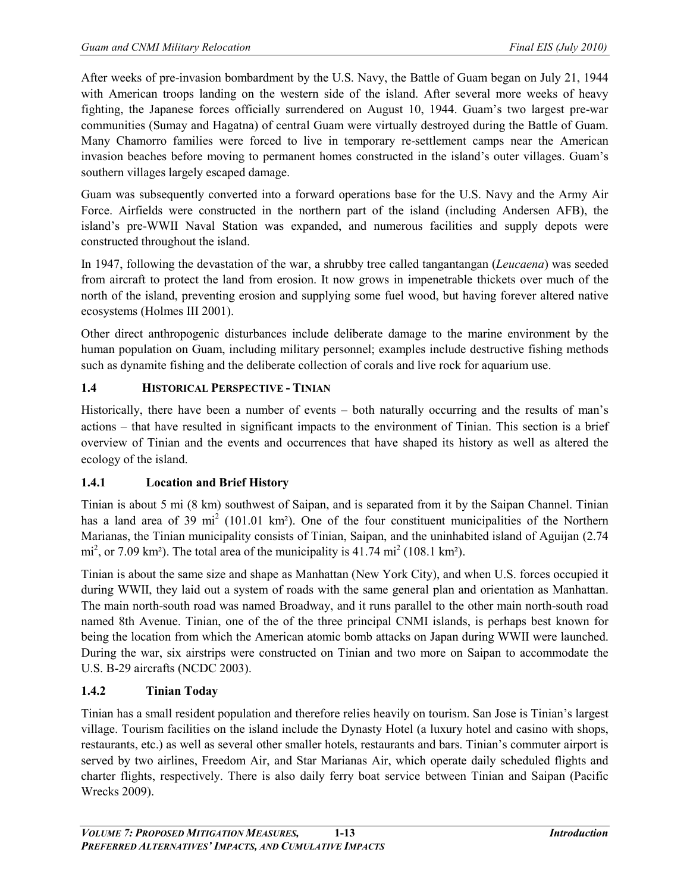After weeks of pre-invasion bombardment by the U.S. Navy, the Battle of Guam began on July 21, 1944 with American troops landing on the western side of the island. After several more weeks of heavy fighting, the Japanese forces officially surrendered on August 10, 1944. Guam's two largest pre-war communities (Sumay and Hagatna) of central Guam were virtually destroyed during the Battle of Guam. Many Chamorro families were forced to live in temporary re-settlement camps near the American invasion beaches before moving to permanent homes constructed in the island's outer villages. Guam's southern villages largely escaped damage.

Guam was subsequently converted into a forward operations base for the U.S. Navy and the Army Air Force. Airfields were constructed in the northern part of the island (including Andersen AFB), the island's pre-WWII Naval Station was expanded, and numerous facilities and supply depots were constructed throughout the island.

In 1947, following the devastation of the war, a shrubby tree called tangantangan (*Leucaena*) was seeded from aircraft to protect the land from erosion. It now grows in impenetrable thickets over much of the north of the island, preventing erosion and supplying some fuel wood, but having forever altered native ecosystems (Holmes III 2001).

Other direct anthropogenic disturbances include deliberate damage to the marine environment by the human population on Guam, including military personnel; examples include destructive fishing methods such as dynamite fishing and the deliberate collection of corals and live rock for aquarium use.

## 1.4 HISTORICAL PERSPECTIVE - TINIAN

Historically, there have been a number of events – both naturally occurring and the results of man's actions – that have resulted in significant impacts to the environment of Tinian. This section is a brief overview of Tinian and the events and occurrences that have shaped its history as well as altered the ecology of the island.

### 1.4.1 Location and Brief History

Tinian is about 5 mi (8 km) southwest of Saipan, and is separated from it by the Saipan Channel. Tinian has a land area of 39 $mi^2$ (101.01 km²). One of the four constituent municipalities of the Northern Marianas, the Tinian municipality consists of Tinian, Saipan, and the uninhabited island of Aguijan (2.74 $mi^2$, or 7.09 km²). The total area of the municipality is 41.74 $mi^2$ (108.1 km²).

Tinian is about the same size and shape as Manhattan (New York City), and when U.S. forces occupied it during WWII, they laid out a system of roads with the same general plan and orientation as Manhattan. The main north-south road was named Broadway, and it runs parallel to the other main north-south road named 8th Avenue. Tinian, one of the of the three principal CNMI islands, is perhaps best known for being the location from which the American atomic bomb attacks on Japan during WWII were launched. During the war, six airstrips were constructed on Tinian and two more on Saipan to accommodate the U.S. B-29 aircrafts (NCDC 2003).

### 1.4.2 Tinian Today

Tinian has a small resident population and therefore relies heavily on tourism. San Jose is Tinian's largest village. Tourism facilities on the island include the Dynasty Hotel (a luxury hotel and casino with shops, restaurants, etc.) as well as several other smaller hotels, restaurants and bars. Tinian's commuter airport is served by two airlines, Freedom Air, and Star Marianas Air, which operate daily scheduled flights and charter flights, respectively. There is also daily ferry boat service between Tinian and Saipan (Pacific Wrecks 2009).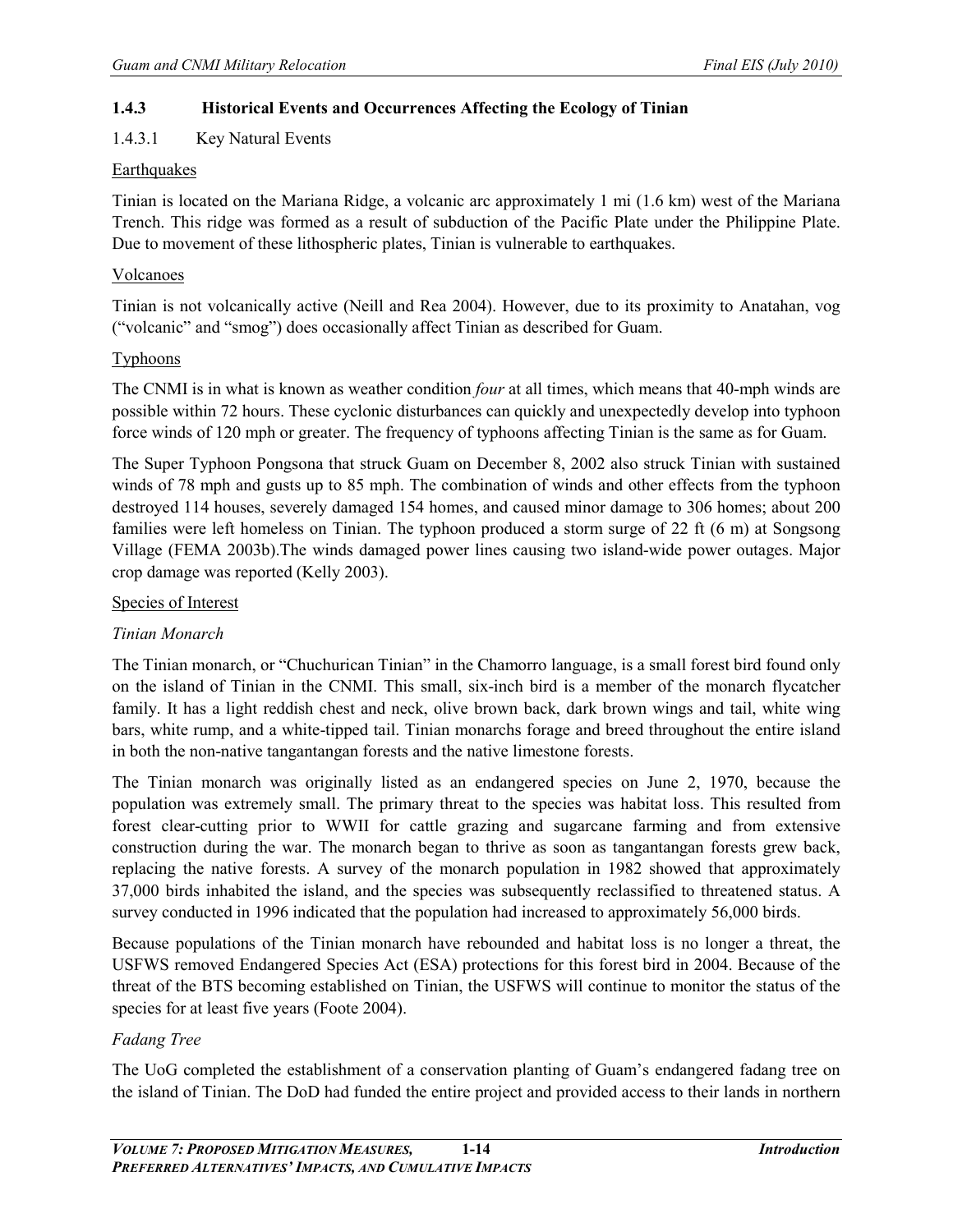### 1.4.3 Historical Events and Occurrences Affecting the Ecology of Tinian

#### 1.4.3.1 Key Natural Events

Earthquakes

Tinian is located on the Mariana Ridge, a volcanic arc approximately 1 mi (1.6 km) west of the Mariana Trench. This ridge was formed as a result of subduction of the Pacific Plate under the Philippine Plate. Due to movement of these lithospheric plates, Tinian is vulnerable to earthquakes.

Volcanoes

Tinian is not volcanically active (Neill and Rea 2004). However, due to its proximity to Anatahan, vog ("volcanic" and "smog") does occasionally affect Tinian as described for Guam.

Typhoons

The CNMI is in what is known as weather condition *four* at all times, which means that 40-mph winds are possible within 72 hours. These cyclonic disturbances can quickly and unexpectedly develop into typhoon force winds of 120 mph or greater. The frequency of typhoons affecting Tinian is the same as for Guam.

The Super Typhoon Pongsona that struck Guam on December 8, 2002 also struck Tinian with sustained winds of 78 mph and gusts up to 85 mph. The combination of winds and other effects from the typhoon destroyed 114 houses, severely damaged 154 homes, and caused minor damage to 306 homes; about 200 families were left homeless on Tinian. The typhoon produced a storm surge of 22 ft (6 m) at Songsong Village (FEMA 2003b).The winds damaged power lines causing two island-wide power outages. Major crop damage was reported (Kelly 2003).

Species of Interest

*Tinian Monarch*

The Tinian monarch, or "Chuchurican Tinian" in the Chamorro language, is a small forest bird found only on the island of Tinian in the CNMI. This small, six-inch bird is a member of the monarch flycatcher family. It has a light reddish chest and neck, olive brown back, dark brown wings and tail, white wing bars, white rump, and a white-tipped tail. Tinian monarchs forage and breed throughout the entire island in both the non-native tangantangan forests and the native limestone forests.

The Tinian monarch was originally listed as an endangered species on June 2, 1970, because the population was extremely small. The primary threat to the species was habitat loss. This resulted from forest clear-cutting prior to WWII for cattle grazing and sugarcane farming and from extensive construction during the war. The monarch began to thrive as soon as tangantangan forests grew back, replacing the native forests. A survey of the monarch population in 1982 showed that approximately 37,000 birds inhabited the island, and the species was subsequently reclassified to threatened status. A survey conducted in 1996 indicated that the population had increased to approximately 56,000 birds.

Because populations of the Tinian monarch have rebounded and habitat loss is no longer a threat, the USFWS removed Endangered Species Act (ESA) protections for this forest bird in 2004. Because of the threat of the BTS becoming established on Tinian, the USFWS will continue to monitor the status of the species for at least five years (Foote 2004).

*Fadang Tree*

The UoG completed the establishment of a conservation planting of Guam's endangered fadang tree on the island of Tinian. The DoD had funded the entire project and provided access to their lands in northern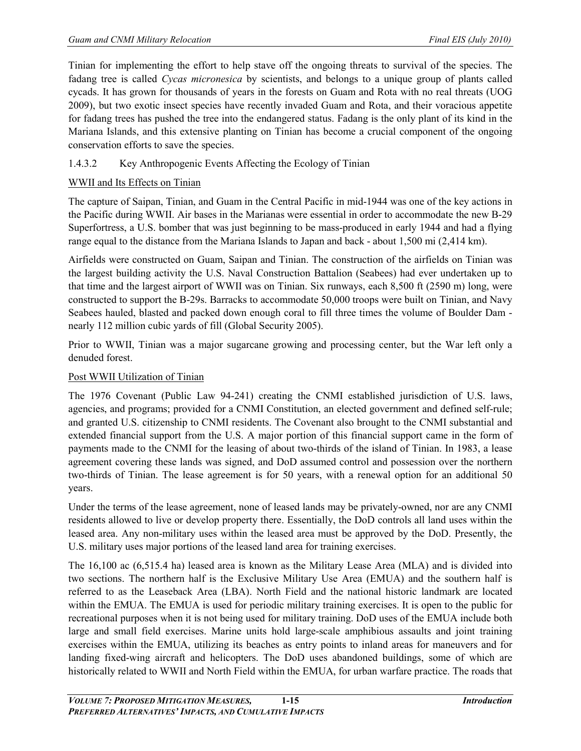Tinian for implementing the effort to help stave off the ongoing threats to survival of the species. The fadang tree is called *Cycas micronesica* by scientists, and belongs to a unique group of plants called cycads. It has grown for thousands of years in the forests on Guam and Rota with no real threats (UOG 2009), but two exotic insect species have recently invaded Guam and Rota, and their voracious appetite for fadang trees has pushed the tree into the endangered status. Fadang is the only plant of its kind in the Mariana Islands, and this extensive planting on Tinian has become a crucial component of the ongoing conservation efforts to save the species.

#### 1.4.3.2 Key Anthropogenic Events Affecting the Ecology of Tinian

<u>WWII and Its Effects on Tinian</u>

The capture of Saipan, Tinian, and Guam in the Central Pacific in mid-1944 was one of the key actions in the Pacific during WWII. Air bases in the Marianas were essential in order to accommodate the new B-29 Superfortress, a U.S. bomber that was just beginning to be mass-produced in early 1944 and had a flying range equal to the distance from the Mariana Islands to Japan and back - about 1,500 mi (2,414 km).

Airfields were constructed on Guam, Saipan and Tinian. The construction of the airfields on Tinian was the largest building activity the U.S. Naval Construction Battalion (Seabees) had ever undertaken up to that time and the largest airport of WWII was on Tinian. Six runways, each 8,500 ft (2590 m) long, were constructed to support the B-29s. Barracks to accommodate 50,000 troops were built on Tinian, and Navy Seabees hauled, blasted and packed down enough coral to fill three times the volume of Boulder Dam - nearly 112 million cubic yards of fill (Global Security 2005).

Prior to WWII, Tinian was a major sugarcane growing and processing center, but the War left only a denuded forest.

<u>Post WWII Utilization of Tinian</u>

The 1976 Covenant (Public Law 94-241) creating the CNMI established jurisdiction of U.S. laws, agencies, and programs; provided for a CNMI Constitution, an elected government and defined self-rule; and granted U.S. citizenship to CNMI residents. The Covenant also brought to the CNMI substantial and extended financial support from the U.S. A major portion of this financial support came in the form of payments made to the CNMI for the leasing of about two-thirds of the island of Tinian. In 1983, a lease agreement covering these lands was signed, and DoD assumed control and possession over the northern two-thirds of Tinian. The lease agreement is for 50 years, with a renewal option for an additional 50 years.

Under the terms of the lease agreement, none of leased lands may be privately-owned, nor are any CNMI residents allowed to live or develop property there. Essentially, the DoD controls all land uses within the leased area. Any non-military uses within the leased area must be approved by the DoD. Presently, the U.S. military uses major portions of the leased land area for training exercises.

The 16,100 ac (6,515.4 ha) leased area is known as the Military Lease Area (MLA) and is divided into two sections. The northern half is the Exclusive Military Use Area (EMUA) and the southern half is referred to as the Leaseback Area (LBA). North Field and the national historic landmark are located within the EMUA. The EMUA is used for periodic military training exercises. It is open to the public for recreational purposes when it is not being used for military training. DoD uses of the EMUA include both large and small field exercises. Marine units hold large-scale amphibious assaults and joint training exercises within the EMUA, utilizing its beaches as entry points to inland areas for maneuvers and for landing fixed-wing aircraft and helicopters. The DoD uses abandoned buildings, some of which are historically related to WWII and North Field within the EMUA, for urban warfare practice. The roads that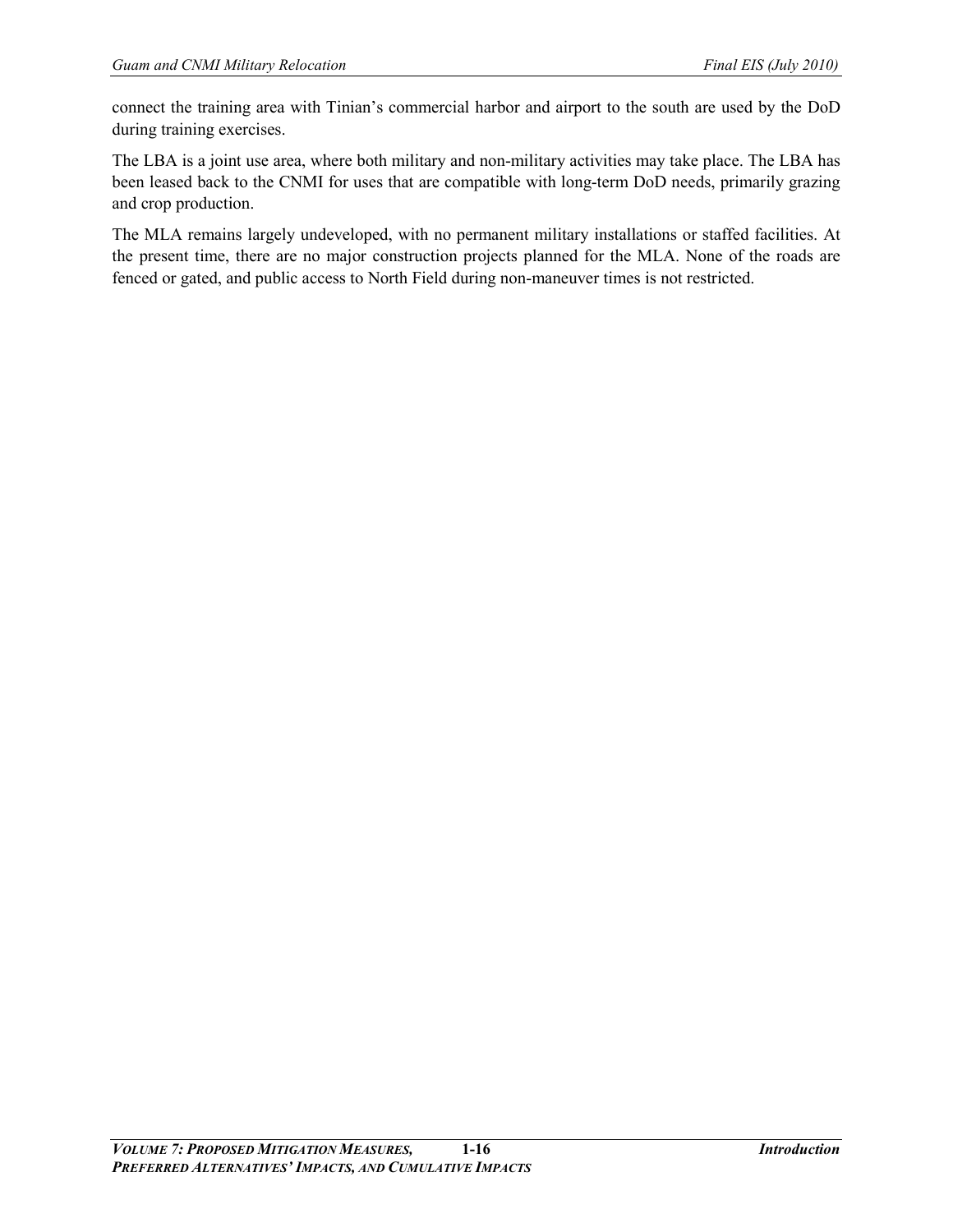connect the training area with Tinian's commercial harbor and airport to the south are used by the DoD during training exercises.

The LBA is a joint use area, where both military and non-military activities may take place. The LBA has been leased back to the CNMI for uses that are compatible with long-term DoD needs, primarily grazing and crop production.

The MLA remains largely undeveloped, with no permanent military installations or staffed facilities. At the present time, there are no major construction projects planned for the MLA. None of the roads are fenced or gated, and public access to North Field during non-maneuver times is not restricted.